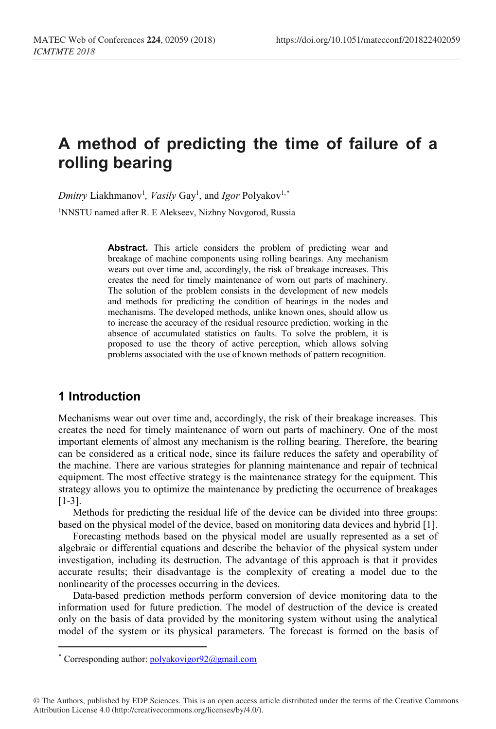# A method of predicting the time of failure of a rolling bearing

*Dmitry* Liakhmanov[1], *Vasily* Gay[1], and *Igor* Polyakov[1,*]

[1]NNSTU named after R. E Alekseev, Nizhny Novgorod, Russia

**Abstract.** This article considers the problem of predicting wear and breakage of machine components using rolling bearings. Any mechanism wears out over time and, accordingly, the risk of breakage increases. This creates the need for timely maintenance of worn out parts of machinery. The solution of the problem consists in the development of new models and methods for predicting the condition of bearings in the nodes and mechanisms. The developed methods, unlike known ones, should allow us to increase the accuracy of the residual resource prediction, working in the absence of accumulated statistics on faults. To solve the problem, it is proposed to use the theory of active perception, which allows solving problems associated with the use of known methods of pattern recognition.

## 1 Introduction

Mechanisms wear out over time and, accordingly, the risk of their breakage increases. This creates the need for timely maintenance of worn out parts of machinery. One of the most important elements of almost any mechanism is the rolling bearing. Therefore, the bearing can be considered as a critical node, since its failure reduces the safety and operability of the machine. There are various strategies for planning maintenance and repair of technical equipment. The most effective strategy is the maintenance strategy for the equipment. This strategy allows you to optimize the maintenance by predicting the occurrence of breakages [1-3].

Methods for predicting the residual life of the device can be divided into three groups: based on the physical model of the device, based on monitoring data devices and hybrid [1].

Forecasting methods based on the physical model are usually represented as a set of algebraic or differential equations and describe the behavior of the physical system under investigation, including its destruction. The advantage of this approach is that it provides accurate results; their disadvantage is the complexity of creating a model due to the nonlinearity of the processes occurring in the devices.

Data-based prediction methods perform conversion of device monitoring data to the information used for future prediction. The model of destruction of the device is created only on the basis of data provided by the monitoring system without using the analytical model of the system or its physical parameters. The forecast is formed on the basis of

* Corresponding author: polyakovigor92@gmail.com

© The Authors, published by EDP Sciences. This is an open access article distributed under the terms of the Creative Commons Attribution License 4.0 (http://creativecommons.org/licenses/by/4.0/).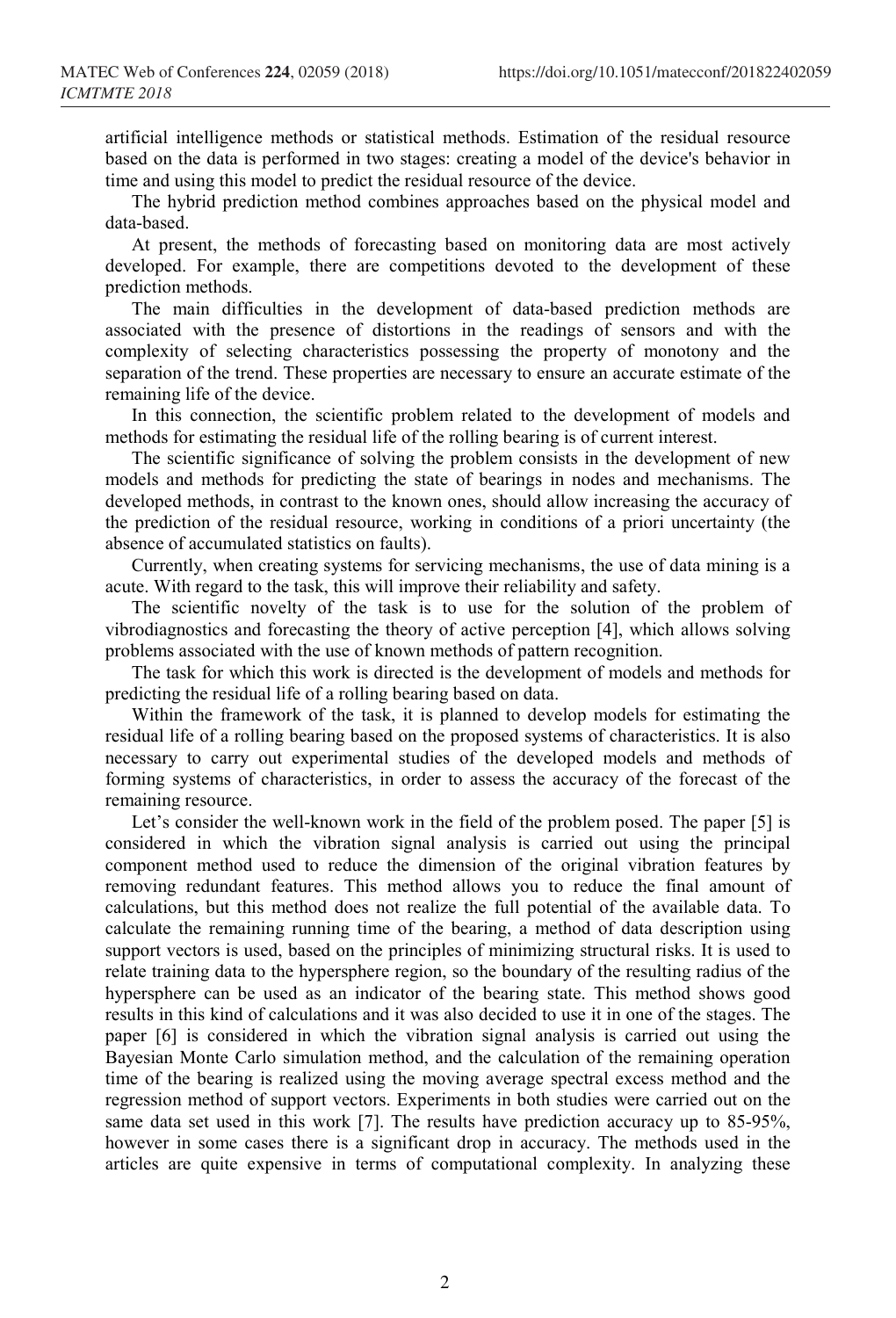artificial intelligence methods or statistical methods. Estimation of the residual resource based on the data is performed in two stages: creating a model of the device's behavior in time and using this model to predict the residual resource of the device.

The hybrid prediction method combines approaches based on the physical model and data-based.

At present, the methods of forecasting based on monitoring data are most actively developed. For example, there are competitions devoted to the development of these prediction methods.

The main difficulties in the development of data-based prediction methods are associated with the presence of distortions in the readings of sensors and with the complexity of selecting characteristics possessing the property of monotony and the separation of the trend. These properties are necessary to ensure an accurate estimate of the remaining life of the device.

In this connection, the scientific problem related to the development of models and methods for estimating the residual life of the rolling bearing is of current interest.

The scientific significance of solving the problem consists in the development of new models and methods for predicting the state of bearings in nodes and mechanisms. The developed methods, in contrast to the known ones, should allow increasing the accuracy of the prediction of the residual resource, working in conditions of a priori uncertainty (the absence of accumulated statistics on faults).

Currently, when creating systems for servicing mechanisms, the use of data mining is a acute. With regard to the task, this will improve their reliability and safety.

The scientific novelty of the task is to use for the solution of the problem of vibrodiagnostics and forecasting the theory of active perception [4], which allows solving problems associated with the use of known methods of pattern recognition.

The task for which this work is directed is the development of models and methods for predicting the residual life of a rolling bearing based on data.

Within the framework of the task, it is planned to develop models for estimating the residual life of a rolling bearing based on the proposed systems of characteristics. It is also necessary to carry out experimental studies of the developed models and methods of forming systems of characteristics, in order to assess the accuracy of the forecast of the remaining resource.

Let's consider the well-known work in the field of the problem posed. The paper [5] is considered in which the vibration signal analysis is carried out using the principal component method used to reduce the dimension of the original vibration features by removing redundant features. This method allows you to reduce the final amount of calculations, but this method does not realize the full potential of the available data. To calculate the remaining running time of the bearing, a method of data description using support vectors is used, based on the principles of minimizing structural risks. It is used to relate training data to the hypersphere region, so the boundary of the resulting radius of the hypersphere can be used as an indicator of the bearing state. This method shows good results in this kind of calculations and it was also decided to use it in one of the stages. The paper [6] is considered in which the vibration signal analysis is carried out using the Bayesian Monte Carlo simulation method, and the calculation of the remaining operation time of the bearing is realized using the moving average spectral excess method and the regression method of support vectors. Experiments in both studies were carried out on the same data set used in this work [7]. The results have prediction accuracy up to 85-95%, however in some cases there is a significant drop in accuracy. The methods used in the articles are quite expensive in terms of computational complexity. In analyzing these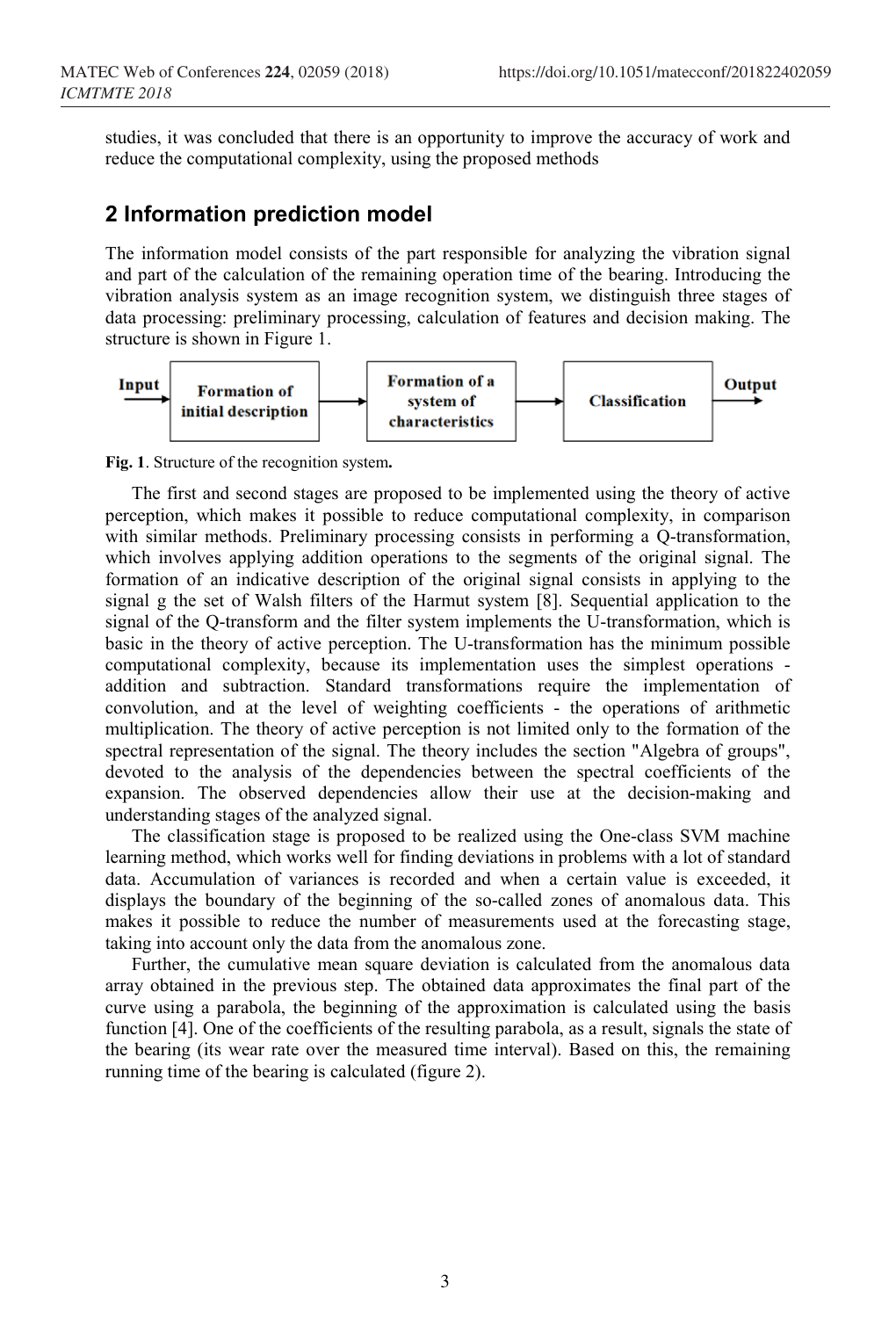studies, it was concluded that there is an opportunity to improve the accuracy of work and reduce the computational complexity, using the proposed methods

## 2 Information prediction model

The information model consists of the part responsible for analyzing the vibration signal and part of the calculation of the remaining operation time of the bearing. Introducing the vibration analysis system as an image recognition system, we distinguish three stages of data processing: preliminary processing, calculation of features and decision making. The structure is shown in Figure 1.

Input
Formation of initial description
Formation of a system of characteristics
Classification
Output

**Fig. 1**. Structure of the recognition system**.**

The first and second stages are proposed to be implemented using the theory of active perception, which makes it possible to reduce computational complexity, in comparison with similar methods. Preliminary processing consists in performing a Q-transformation, which involves applying addition operations to the segments of the original signal. The formation of an indicative description of the original signal consists in applying to the signal g the set of Walsh filters of the Harmut system [8]. Sequential application to the signal of the Q-transform and the filter system implements the U-transformation, which is basic in the theory of active perception. The U-transformation has the minimum possible computational complexity, because its implementation uses the simplest operations - addition and subtraction. Standard transformations require the implementation of convolution, and at the level of weighting coefficients - the operations of arithmetic multiplication. The theory of active perception is not limited only to the formation of the spectral representation of the signal. The theory includes the section "Algebra of groups", devoted to the analysis of the dependencies between the spectral coefficients of the expansion. The observed dependencies allow their use at the decision-making and understanding stages of the analyzed signal.

The classification stage is proposed to be realized using the One-class SVM machine learning method, which works well for finding deviations in problems with a lot of standard data. Accumulation of variances is recorded and when a certain value is exceeded, it displays the boundary of the beginning of the so-called zones of anomalous data. This makes it possible to reduce the number of measurements used at the forecasting stage, taking into account only the data from the anomalous zone.

Further, the cumulative mean square deviation is calculated from the anomalous data array obtained in the previous step. The obtained data approximates the final part of the curve using a parabola, the beginning of the approximation is calculated using the basis function [4]. One of the coefficients of the resulting parabola, as a result, signals the state of the bearing (its wear rate over the measured time interval). Based on this, the remaining running time of the bearing is calculated (figure 2).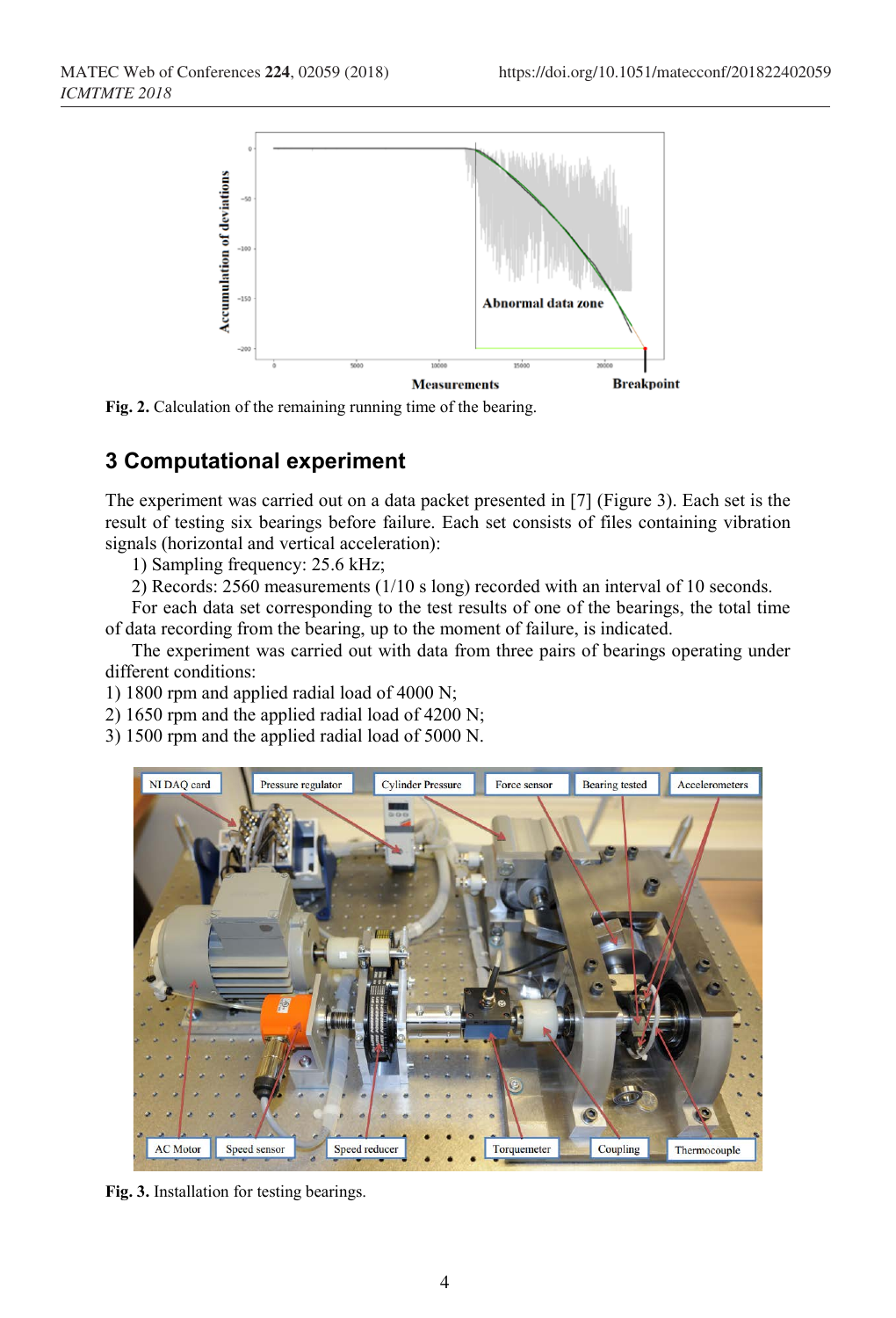Fig. 2. Calculation of the remaining running time of the bearing.

## 3 Computational experiment

The experiment was carried out on a data packet presented in [7] (Figure 3). Each set is the result of testing six bearings before failure. Each set consists of files containing vibration signals (horizontal and vertical acceleration):

1) Sampling frequency: 25.6 kHz;
2) Records: 2560 measurements (1/10 s long) recorded with an interval of 10 seconds.

For each data set corresponding to the test results of one of the bearings, the total time of data recording from the bearing, up to the moment of failure, is indicated.

The experiment was carried out with data from three pairs of bearings operating under different conditions:

1) 1800 rpm and applied radial load of 4000 N;
2) 1650 rpm and the applied radial load of 4200 N;
3) 1500 rpm and the applied radial load of 5000 N.

Fig. 3. Installation for testing bearings.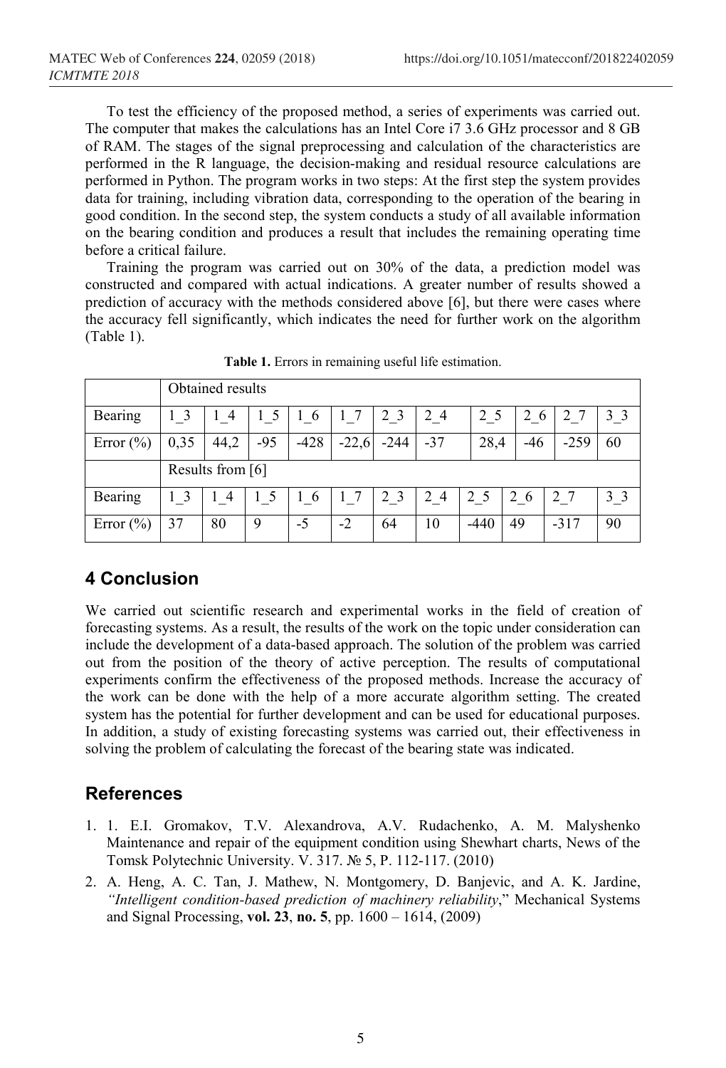To test the efficiency of the proposed method, a series of experiments was carried out. The computer that makes the calculations has an Intel Core i7 3.6 GHz processor and 8 GB of RAM. The stages of the signal preprocessing and calculation of the characteristics are performed in the R language, the decision-making and residual resource calculations are performed in Python. The program works in two steps: At the first step the system provides data for training, including vibration data, corresponding to the operation of the bearing in good condition. In the second step, the system conducts a study of all available information on the bearing condition and produces a result that includes the remaining operating time before a critical failure.

Training the program was carried out on 30% of the data, a prediction model was constructed and compared with actual indications. A greater number of results showed a prediction of accuracy with the methods considered above [6], but there were cases where the accuracy fell significantly, which indicates the need for further work on the algorithm (Table 1).

**Table 1.** Errors in remaining useful life estimation.

| | Obtained results | | | | | | | | | | |
|---|---|---|---|---|---|---|---|---|---|---|---|
| Bearing | 1_3 | 1_4 | 1_5 | 1_6 | 1_7 | 2_3 | 2_4 | 2_5 | 2_6 | 2_7 | 3_3 |
| Error (%) | 0,35 | 44,2 | -95 | -428 | -22,6 | -244 | -37 | 28,4 | -46 | -259 | 60 |
| | Results from [6] | | | | | | | | | | |
| Bearing | 1_3 | 1_4 | 1_5 | 1_6 | 1_7 | 2_3 | 2_4 | 2_5 | 2_6 | 2_7 | 3_3 |
| Error (%) | 37 | 80 | 9 | -5 | -2 | 64 | 10 | -440 | 49 | -317 | 90 |

## 4 Conclusion

We carried out scientific research and experimental works in the field of creation of forecasting systems. As a result, the results of the work on the topic under consideration can include the development of a data-based approach. The solution of the problem was carried out from the position of the theory of active perception. The results of computational experiments confirm the effectiveness of the proposed methods. Increase the accuracy of the work can be done with the help of a more accurate algorithm setting. The created system has the potential for further development and can be used for educational purposes. In addition, a study of existing forecasting systems was carried out, their effectiveness in solving the problem of calculating the forecast of the bearing state was indicated.

## References

1. 1. E.I. Gromakov, T.V. Alexandrova, A.V. Rudachenko, A. M. Malyshenko Maintenance and repair of the equipment condition using Shewhart charts, News of the Tomsk Polytechnic University. V. 317. № 5, P. 112-117. (2010)
2. A. Heng, A. C. Tan, J. Mathew, N. Montgomery, D. Banjevic, and A. K. Jardine, *"Intelligent condition-based prediction of machinery reliability*," Mechanical Systems and Signal Processing, **vol. 23**, **no. 5**, pp. 1600 – 1614, (2009)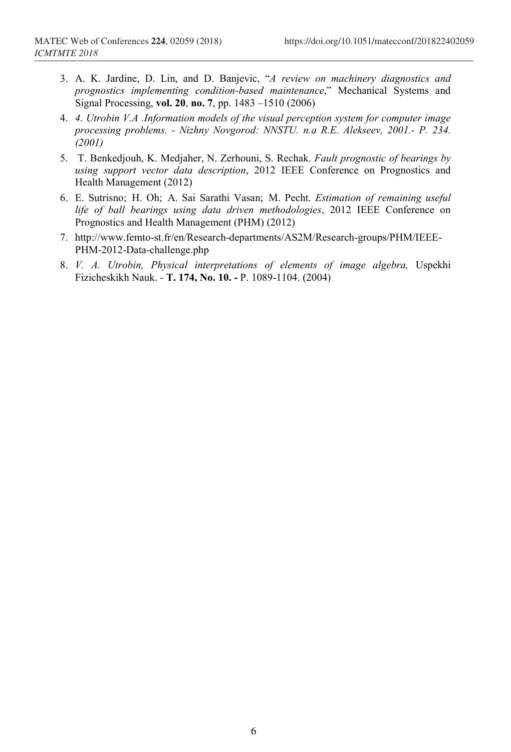3. A. K. Jardine, D. Lin, and D. Banjevic, "*A review on machinery diagnostics and prognostics implementing condition-based maintenance*," Mechanical Systems and Signal Processing, **vol. 20**, **no. 7**, pp. 1483 –1510 (2006)
4. *4. Utrobin V.A .Information models of the visual perception system for computer image processing problems. - Nizhny Novgorod: NNSTU. n.a R.E. Alekseev, 2001.- P. 234. (2001)*
5. T. Benkedjouh, K. Medjaher, N. Zerhouni, S. Rechak. *Fault prognostic of bearings by using support vector data description*, 2012 IEEE Conference on Prognostics and Health Management (2012)
6. E. Sutrisno; H. Oh; A. Sai Sarathi Vasan; M. Pecht. *Estimation of remaining useful life of ball bearings using data driven methodologies*, 2012 IEEE Conference on Prognostics and Health Management (PHM) (2012)
7. http://www.femto-st.fr/en/Research-departments/AS2M/Research-groups/PHM/IEEE-PHM-2012-Data-challenge.php
8. *V. A. Utrobin, Physical interpretations of elements of image algebra,* Uspekhi Fizicheskikh Nauk. - **T. 174, No. 10. -** P. 1089-1104. (2004)